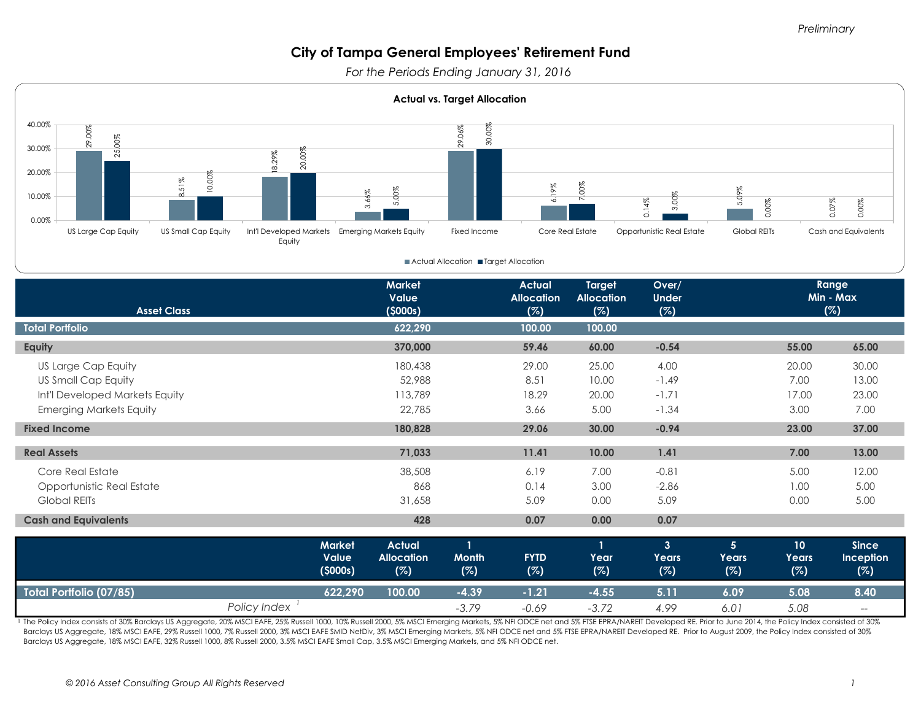*Preliminary*

# City of Tampa General Employees' Retirement Fund

*For the Periods Ending January 31, 2016*

**Actual vs. Target Allocation**

| Asset Class | Actual Allocation | Target Allocation |
|---|---|---|
| US Large Cap Equity | 29.00% | 25.00% |
| US Small Cap Equity | 8.51% | 10.00% |
| Int'l Developed Markets Equity | 18.29% | 20.00% |
| Emerging Markets Equity | 3.66% | 5.00% |
| Fixed Income | 29.06% | 30.00% |
| Core Real Estate | 6.19% | 7.00% |
| Opportunistic Real Estate | 0.14% | 3.00% |
| Global REITs | 5.09% | 0.00% |
| Cash and Equivalents | 0.07% | 0.00% |

| Asset Class | Market Value ($000s) | Actual Allocation (%) | Target Allocation (%) | Over/ Under (%) | Range Min - Max (%) | |
|---|---|---|---|---|---|---|
| **Total Portfolio** | **622,290** | **100.00** | **100.00** | | | |
| **Equity** | **370,000** | **59.46** | **60.00** | **-0.54** | **55.00** | **65.00** |
| US Large Cap Equity | 180,438 | 29.00 | 25.00 | 4.00 | 20.00 | 30.00 |
| US Small Cap Equity | 52,988 | 8.51 | 10.00 | -1.49 | 7.00 | 13.00 |
| Int'l Developed Markets Equity | 113,789 | 18.29 | 20.00 | -1.71 | 17.00 | 23.00 |
| Emerging Markets Equity | 22,785 | 3.66 | 5.00 | -1.34 | 3.00 | 7.00 |
| **Fixed Income** | **180,828** | **29.06** | **30.00** | **-0.94** | **23.00** | **37.00** |
| **Real Assets** | **71,033** | **11.41** | **10.00** | **1.41** | **7.00** | **13.00** |
| Core Real Estate | 38,508 | 6.19 | 7.00 | -0.81 | 5.00 | 12.00 |
| Opportunistic Real Estate | 868 | 0.14 | 3.00 | -2.86 | 1.00 | 5.00 |
| Global REITs | 31,658 | 5.09 | 0.00 | 5.09 | 0.00 | 5.00 |
| **Cash and Equivalents** | **428** | **0.07** | **0.00** | **0.07** | | |

| | Market Value ($000s) | Actual Allocation (%) | 1 Month (%) | FYTD (%) | 1 Year (%) | 3 Years (%) | 5 Years (%) | 10 Years (%) | Since Inception (%) |
|---|---|---|---|---|---|---|---|---|---|
| **Total Portfolio (07/85)** | **622,290** | **100.00** | **-4.39** | **-1.21** | **-4.55** | **5.11** | **6.09** | **5.08** | **8.40** |
| *Policy Index* [1] | | | *-3.79* | *-0.69* | *-3.72* | *4.99* | *6.01* | *5.08* | *--* |

[1] The Policy Index consists of 30% Barclays US Aggregate, 20% MSCI EAFE, 25% Russell 1000, 10% Russell 2000, 5% MSCI Emerging Markets, 5% NFI ODCE net and 5% FTSE EPRA/NAREIT Developed RE. Prior to June 2014, the Policy Index consisted of 30% Barclays US Aggregate, 18% MSCI EAFE, 29% Russell 1000, 7% Russell 2000, 3% MSCI EAFE SMID NetDiv, 3% MSCI Emerging Markets, 5% NFI ODCE net and 5% FTSE EPRA/NAREIT Developed RE. Prior to August 2009, the Policy Index consisted of 30% Barclays US Aggregate, 18% MSCI EAFE, 32% Russell 1000, 8% Russell 2000, 3.5% MSCI EAFE Small Cap, 3.5% MSCI Emerging Markets, and 5% NFI ODCE net.

*© 2016 Asset Consulting Group All Rights Reserved*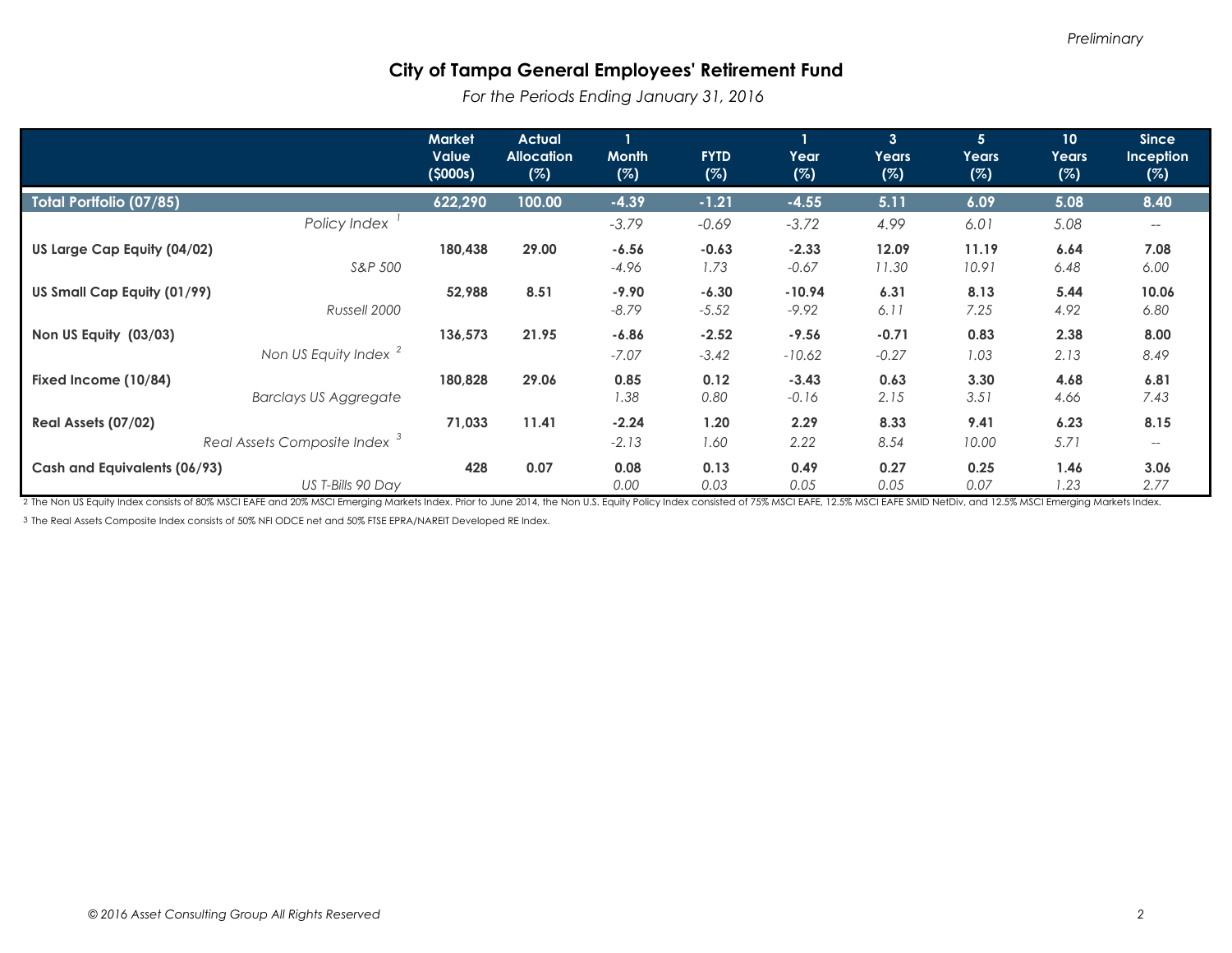*Preliminary*

# City of Tampa General Employees' Retirement Fund

*For the Periods Ending January 31, 2016*

| | Market Value ($000s) | Actual Allocation (%) | 1 Month (%) | FYTD (%) | 1 Year (%) | 3 Years (%) | 5 Years (%) | 10 Years (%) | Since Inception (%) |
|---|---|---|---|---|---|---|---|---|---|
| **Total Portfolio (07/85)** | **622,290** | **100.00** | **-4.39** | **-1.21** | **-4.55** | **5.11** | **6.09** | **5.08** | **8.40** |
| *Policy Index [1]* | | | *-3.79* | *-0.69* | *-3.72* | *4.99* | *6.01* | *5.08* | *--* |
| **US Large Cap Equity (04/02)** | **180,438** | **29.00** | **-6.56** | **-0.63** | **-2.33** | **12.09** | **11.19** | **6.64** | **7.08** |
| *S&P 500* | | | *-4.96* | *1.73* | *-0.67* | *11.30* | *10.91* | *6.48* | *6.00* |
| **US Small Cap Equity (01/99)** | **52,988** | **8.51** | **-9.90** | **-6.30** | **-10.94** | **6.31** | **8.13** | **5.44** | **10.06** |
| *Russell 2000* | | | *-8.79* | *-5.52* | *-9.92* | *6.11* | *7.25* | *4.92* | *6.80* |
| **Non US Equity (03/03)** | **136,573** | **21.95** | **-6.86** | **-2.52** | **-9.56** | **-0.71** | **0.83** | **2.38** | **8.00** |
| *Non US Equity Index [2]* | | | *-7.07* | *-3.42* | *-10.62* | *-0.27* | *1.03* | *2.13* | *8.49* |
| **Fixed Income (10/84)** | **180,828** | **29.06** | **0.85** | **0.12** | **-3.43** | **0.63** | **3.30** | **4.68** | **6.81** |
| *Barclays US Aggregate* | | | *1.38* | *0.80* | *-0.16* | *2.15* | *3.51* | *4.66* | *7.43* |
| **Real Assets (07/02)** | **71,033** | **11.41** | **-2.24** | **1.20** | **2.29** | **8.33** | **9.41** | **6.23** | **8.15** |
| *Real Assets Composite Index [3]* | | | *-2.13* | *1.60* | *2.22* | *8.54* | *10.00* | *5.71* | *--* |
| **Cash and Equivalents (06/93)** | **428** | **0.07** | **0.08** | **0.13** | **0.49** | **0.27** | **0.25** | **1.46** | **3.06** |
| *US T-Bills 90 Day* | | | *0.00* | *0.03* | *0.05* | *0.05* | *0.07* | *1.23* | *2.77* |

2 The Non US Equity Index consists of 80% MSCI EAFE and 20% MSCI Emerging Markets Index. Prior to June 2014, the Non U.S. Equity Policy Index consisted of 75% MSCI EAFE, 12.5% MSCI EAFE SMID NetDiv, and 12.5% MSCI Emerging Markets Index.

3 The Real Assets Composite Index consists of 50% NFI ODCE net and 50% FTSE EPRA/NAREIT Developed RE Index.

*© 2016 Asset Consulting Group All Rights Reserved*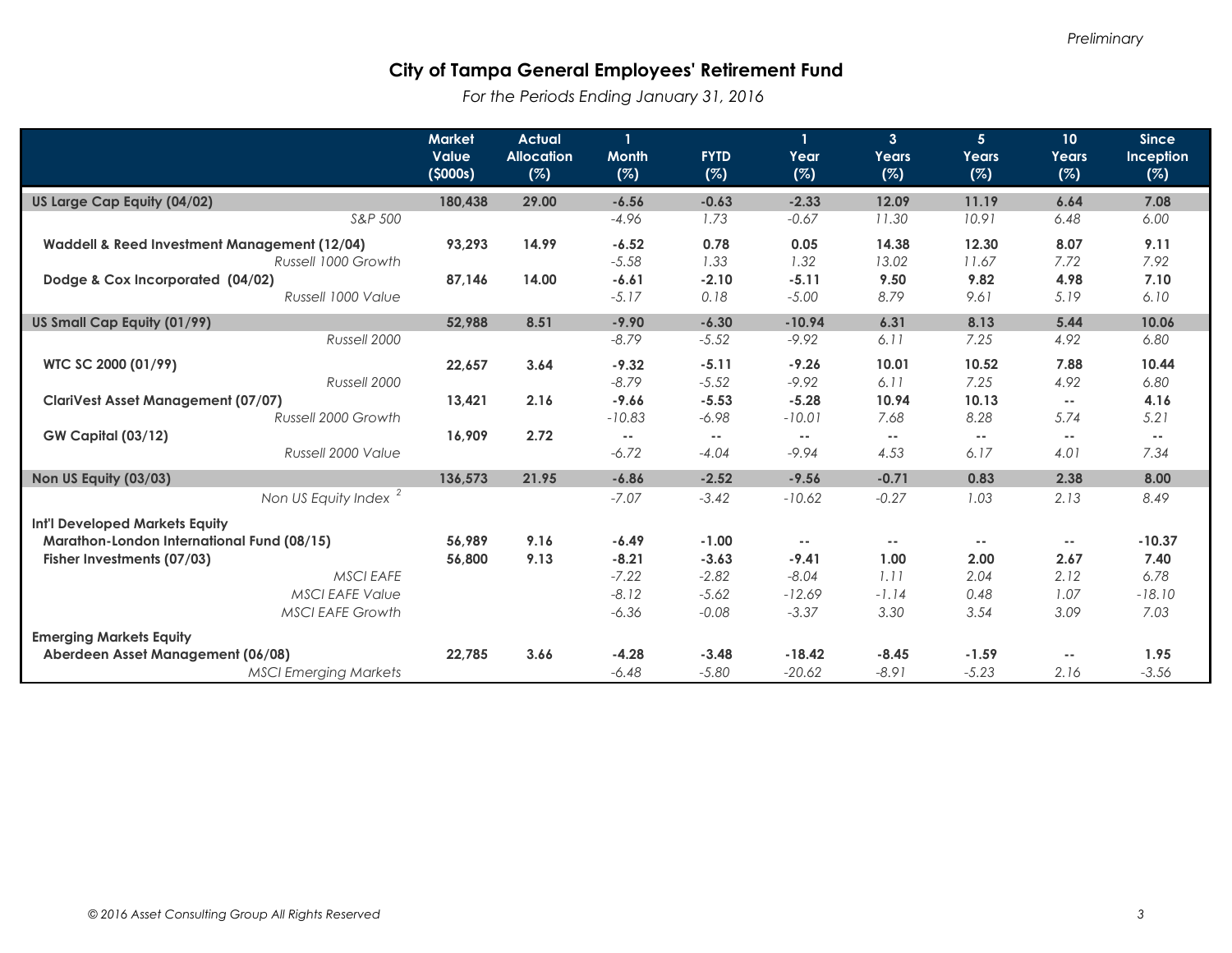*Preliminary*

# City of Tampa General Employees' Retirement Fund

*For the Periods Ending January 31, 2016*

| | Market Value ($000s) | Actual Allocation (%) | 1 Month (%) | FYTD (%) | 1 Year (%) | 3 Years (%) | 5 Years (%) | 10 Years (%) | Since Inception (%) |
|---|---|---|---|---|---|---|---|---|---|
| **US Large Cap Equity (04/02)** | **180,438** | **29.00** | **-6.56** | **-0.63** | **-2.33** | **12.09** | **11.19** | **6.64** | **7.08** |
| *S&P 500* | | | *-4.96* | *1.73* | *-0.67* | *11.30* | *10.91* | *6.48* | *6.00* |
| **Waddell & Reed Investment Management (12/04)** | **93,293** | **14.99** | **-6.52** | **0.78** | **0.05** | **14.38** | **12.30** | **8.07** | **9.11** |
| *Russell 1000 Growth* | | | *-5.58* | *1.33* | *1.32* | *13.02* | *11.67* | *7.72* | *7.92* |
| **Dodge & Cox Incorporated (04/02)** | **87,146** | **14.00** | **-6.61** | **-2.10** | **-5.11** | **9.50** | **9.82** | **4.98** | **7.10** |
| *Russell 1000 Value* | | | *-5.17* | *0.18* | *-5.00* | *8.79* | *9.61* | *5.19* | *6.10* |
| **US Small Cap Equity (01/99)** | **52,988** | **8.51** | **-9.90** | **-6.30** | **-10.94** | **6.31** | **8.13** | **5.44** | **10.06** |
| *Russell 2000* | | | *-8.79* | *-5.52* | *-9.92* | *6.11* | *7.25* | *4.92* | *6.80* |
| **WTC SC 2000 (01/99)** | **22,657** | **3.64** | **-9.32** | **-5.11** | **-9.26** | **10.01** | **10.52** | **7.88** | **10.44** |
| *Russell 2000* | | | *-8.79* | *-5.52* | *-9.92* | *6.11* | *7.25* | *4.92* | *6.80* |
| **ClariVest Asset Management (07/07)** | **13,421** | **2.16** | **-9.66** | **-5.53** | **-5.28** | **10.94** | **10.13** | -- | **4.16** |
| *Russell 2000 Growth* | | | *-10.83* | *-6.98* | *-10.01* | *7.68* | *8.28* | *5.74* | *5.21* |
| **GW Capital (03/12)** | **16,909** | **2.72** | -- | -- | -- | -- | -- | -- | -- |
| *Russell 2000 Value* | | | *-6.72* | *-4.04* | *-9.94* | *4.53* | *6.17* | *4.01* | *7.34* |
| **Non US Equity (03/03)** | **136,573** | **21.95** | **-6.86** | **-2.52** | **-9.56** | **-0.71** | **0.83** | **2.38** | **8.00** |
| *Non US Equity Index [2]* | | | *-7.07* | *-3.42* | *-10.62* | *-0.27* | *1.03* | *2.13* | *8.49* |
| **Int'l Developed Markets Equity** | | | | | | | | | |
| **Marathon-London International Fund (08/15)** | **56,989** | **9.16** | **-6.49** | **-1.00** | -- | -- | -- | -- | **-10.37** |
| **Fisher Investments (07/03)** | **56,800** | **9.13** | **-8.21** | **-3.63** | **-9.41** | **1.00** | **2.00** | **2.67** | **7.40** |
| *MSCI EAFE* | | | *-7.22* | *-2.82* | *-8.04* | *1.11* | *2.04* | *2.12* | *6.78* |
| *MSCI EAFE Value* | | | *-8.12* | *-5.62* | *-12.69* | *-1.14* | *0.48* | *1.07* | *-18.10* |
| *MSCI EAFE Growth* | | | *-6.36* | *-0.08* | *-3.37* | *3.30* | *3.54* | *3.09* | *7.03* |
| **Emerging Markets Equity** | | | | | | | | | |
| **Aberdeen Asset Management (06/08)** | **22,785** | **3.66** | **-4.28** | **-3.48** | **-18.42** | **-8.45** | **-1.59** | -- | **1.95** |
| *MSCI Emerging Markets* | | | *-6.48* | *-5.80* | *-20.62* | *-8.91* | *-5.23* | *2.16* | *-3.56* |

*© 2016 Asset Consulting Group All Rights Reserved*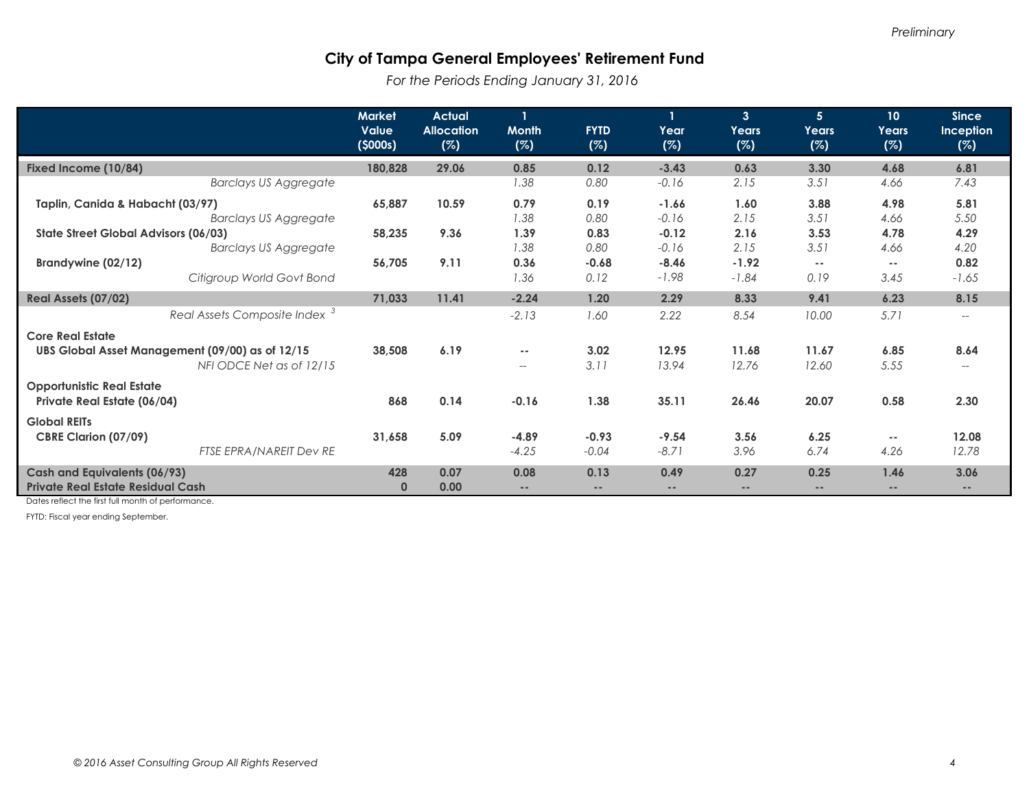*Preliminary*

## City of Tampa General Employees' Retirement Fund

*For the Periods Ending January 31, 2016*

| | Market Value ($000s) | Actual Allocation (%) | 1 Month (%) | FYTD (%) | 1 Year (%) | 3 Years (%) | 5 Years (%) | 10 Years (%) | Since Inception (%) |
|---|---|---|---|---|---|---|---|---|---|
| **Fixed Income (10/84)** | **180,828** | **29.06** | **0.85** | **0.12** | **-3.43** | **0.63** | **3.30** | **4.68** | **6.81** |
| *Barclays US Aggregate* | | | *1.38* | *0.80* | *-0.16* | *2.15* | *3.51* | *4.66* | *7.43* |
| **Taplin, Canida & Habacht (03/97)** | **65,887** | **10.59** | **0.79** | **0.19** | **-1.66** | **1.60** | **3.88** | **4.98** | **5.81** |
| *Barclays US Aggregate* | | | *1.38* | *0.80* | *-0.16* | *2.15* | *3.51* | *4.66* | *5.50* |
| **State Street Global Advisors (06/03)** | **58,235** | **9.36** | **1.39** | **0.83** | **-0.12** | **2.16** | **3.53** | **4.78** | **4.29** |
| *Barclays US Aggregate* | | | *1.38* | *0.80* | *-0.16* | *2.15* | *3.51* | *4.66* | *4.20* |
| **Brandywine (02/12)** | **56,705** | **9.11** | **0.36** | **-0.68** | **-8.46** | **-1.92** | -- | -- | **0.82** |
| *Citigroup World Govt Bond* | | | *1.36* | *0.12* | *-1.98* | *-1.84* | *0.19* | *3.45* | *-1.65* |
| **Real Assets (07/02)** | **71,033** | **11.41** | **-2.24** | **1.20** | **2.29** | **8.33** | **9.41** | **6.23** | **8.15** |
| *Real Assets Composite Index* [3] | | | *-2.13* | *1.60* | *2.22* | *8.54* | *10.00* | *5.71* | -- |
| **Core Real Estate** | | | | | | | | | |
| **UBS Global Asset Management (09/00) as of 12/15** | **38,508** | **6.19** | -- | **3.02** | **12.95** | **11.68** | **11.67** | **6.85** | **8.64** |
| *NFI ODCE Net as of 12/15* | | | -- | *3.11* | *13.94* | *12.76* | *12.60* | *5.55* | -- |
| **Opportunistic Real Estate** | | | | | | | | | |
| **Private Real Estate (06/04)** | **868** | **0.14** | **-0.16** | **1.38** | **35.11** | **26.46** | **20.07** | **0.58** | **2.30** |
| **Global REITs** | | | | | | | | | |
| **CBRE Clarion (07/09)** | **31,658** | **5.09** | **-4.89** | **-0.93** | **-9.54** | **3.56** | **6.25** | -- | **12.08** |
| *FTSE EPRA/NAREIT Dev RE* | | | *-4.25* | *-0.04* | *-8.71* | *3.96* | *6.74* | *4.26* | *12.78* |
| **Cash and Equivalents (06/93)** | **428** | **0.07** | **0.08** | **0.13** | **0.49** | **0.27** | **0.25** | **1.46** | **3.06** |
| **Private Real Estate Residual Cash** | **0** | **0.00** | -- | -- | -- | -- | -- | -- | -- |

Dates reflect the first full month of performance.

FYTD: Fiscal year ending September.

*© 2016 Asset Consulting Group All Rights Reserved*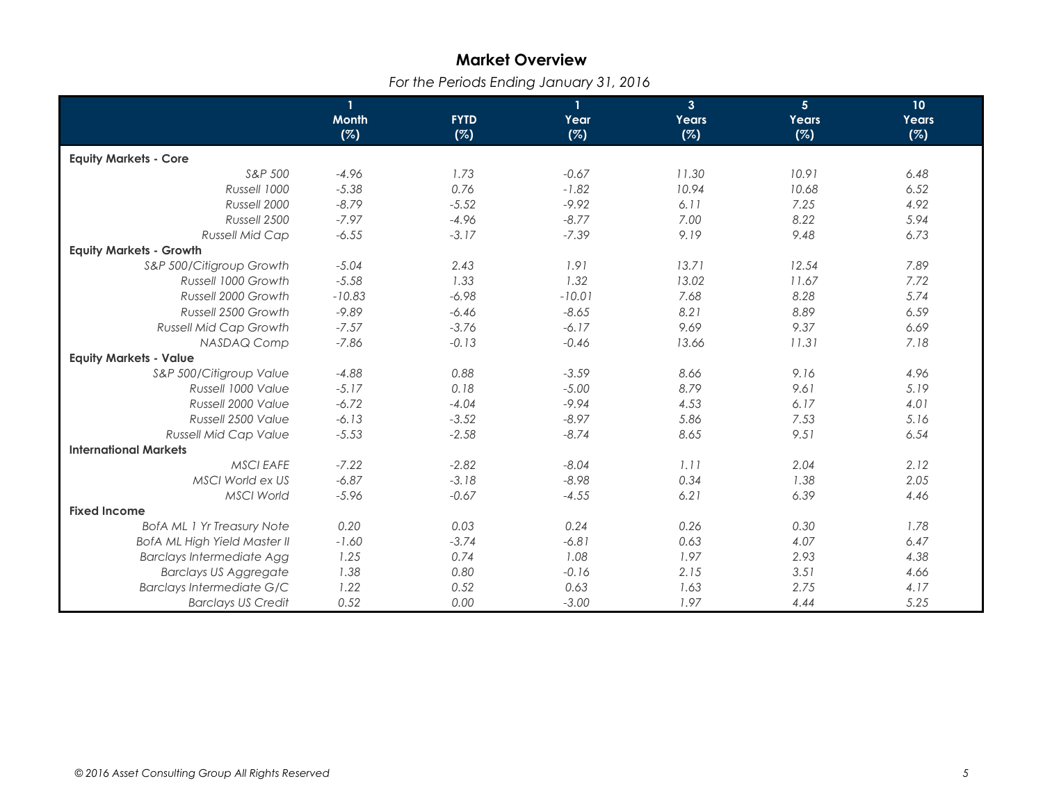## Market Overview

*For the Periods Ending January 31, 2016*

| | 1 Month (%) | FYTD (%) | 1 Year (%) | 3 Years (%) | 5 Years (%) | 10 Years (%) |
|---|---|---|---|---|---|---|
| **Equity Markets - Core** | | | | | | |
| *S&P 500* | *-4.96* | *1.73* | *-0.67* | *11.30* | *10.91* | *6.48* |
| *Russell 1000* | *-5.38* | *0.76* | *-1.82* | *10.94* | *10.68* | *6.52* |
| *Russell 2000* | *-8.79* | *-5.52* | *-9.92* | *6.11* | *7.25* | *4.92* |
| *Russell 2500* | *-7.97* | *-4.96* | *-8.77* | *7.00* | *8.22* | *5.94* |
| *Russell Mid Cap* | *-6.55* | *-3.17* | *-7.39* | *9.19* | *9.48* | *6.73* |
| **Equity Markets - Growth** | | | | | | |
| *S&P 500/Citigroup Growth* | *-5.04* | *2.43* | *1.91* | *13.71* | *12.54* | *7.89* |
| *Russell 1000 Growth* | *-5.58* | *1.33* | *1.32* | *13.02* | *11.67* | *7.72* |
| *Russell 2000 Growth* | *-10.83* | *-6.98* | *-10.01* | *7.68* | *8.28* | *5.74* |
| *Russell 2500 Growth* | *-9.89* | *-6.46* | *-8.65* | *8.21* | *8.89* | *6.59* |
| *Russell Mid Cap Growth* | *-7.57* | *-3.76* | *-6.17* | *9.69* | *9.37* | *6.69* |
| *NASDAQ Comp* | *-7.86* | *-0.13* | *-0.46* | *13.66* | *11.31* | *7.18* |
| **Equity Markets - Value** | | | | | | |
| *S&P 500/Citigroup Value* | *-4.88* | *0.88* | *-3.59* | *8.66* | *9.16* | *4.96* |
| *Russell 1000 Value* | *-5.17* | *0.18* | *-5.00* | *8.79* | *9.61* | *5.19* |
| *Russell 2000 Value* | *-6.72* | *-4.04* | *-9.94* | *4.53* | *6.17* | *4.01* |
| *Russell 2500 Value* | *-6.13* | *-3.52* | *-8.97* | *5.86* | *7.53* | *5.16* |
| *Russell Mid Cap Value* | *-5.53* | *-2.58* | *-8.74* | *8.65* | *9.51* | *6.54* |
| **International Markets** | | | | | | |
| *MSCI EAFE* | *-7.22* | *-2.82* | *-8.04* | *1.11* | *2.04* | *2.12* |
| *MSCI World ex US* | *-6.87* | *-3.18* | *-8.98* | *0.34* | *1.38* | *2.05* |
| *MSCI World* | *-5.96* | *-0.67* | *-4.55* | *6.21* | *6.39* | *4.46* |
| **Fixed Income** | | | | | | |
| *BofA ML 1 Yr Treasury Note* | *0.20* | *0.03* | *0.24* | *0.26* | *0.30* | *1.78* |
| *BofA ML High Yield Master II* | *-1.60* | *-3.74* | *-6.81* | *0.63* | *4.07* | *6.47* |
| *Barclays Intermediate Agg* | *1.25* | *0.74* | *1.08* | *1.97* | *2.93* | *4.38* |
| *Barclays US Aggregate* | *1.38* | *0.80* | *-0.16* | *2.15* | *3.51* | *4.66* |
| *Barclays Intermediate G/C* | *1.22* | *0.52* | *0.63* | *1.63* | *2.75* | *4.17* |
| *Barclays US Credit* | *0.52* | *0.00* | *-3.00* | *1.97* | *4.44* | *5.25* |

*© 2016 Asset Consulting Group All Rights Reserved*